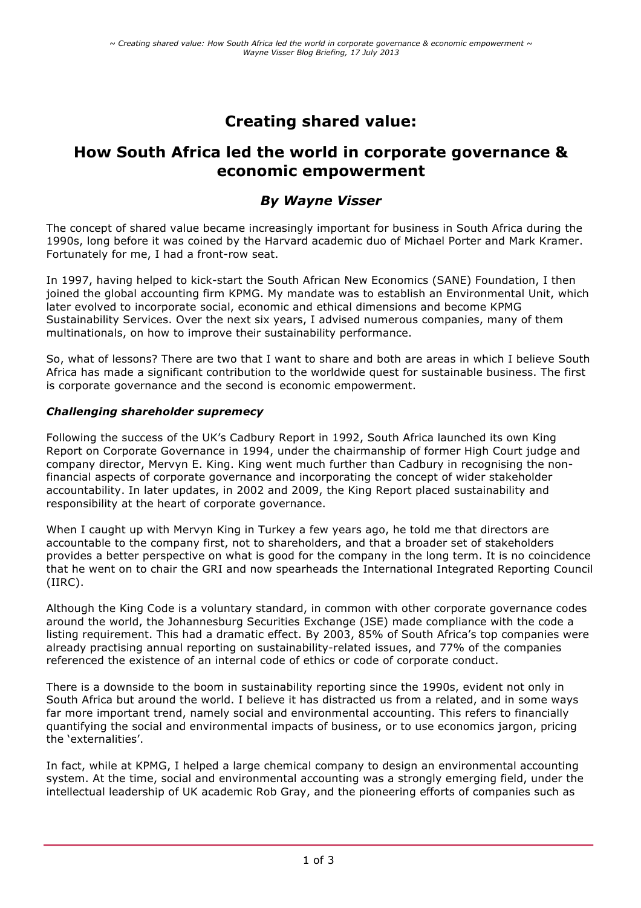# Creating shared value:

## How South Africa led the world in corporate governance & economic empowerment

### *By Wayne Visser*

The concept of shared value became increasingly important for business in South Africa during the 1990s, long before it was coined by the Harvard academic duo of Michael Porter and Mark Kramer. Fortunately for me, I had a front-row seat.

In 1997, having helped to kick-start the South African New Economics (SANE) Foundation, I then joined the global accounting firm KPMG. My mandate was to establish an Environmental Unit, which later evolved to incorporate social, economic and ethical dimensions and become KPMG Sustainability Services. Over the next six years, I advised numerous companies, many of them multinationals, on how to improve their sustainability performance.

So, what of lessons? There are two that I want to share and both are areas in which I believe South Africa has made a significant contribution to the worldwide quest for sustainable business. The first is corporate governance and the second is economic empowerment.

#### *Challenging shareholder supremecy*

Following the success of the UK's Cadbury Report in 1992, South Africa launched its own King Report on Corporate Governance in 1994, under the chairmanship of former High Court judge and company director, Mervyn E. King. King went much further than Cadbury in recognising the non-financial aspects of corporate governance and incorporating the concept of wider stakeholder accountability. In later updates, in 2002 and 2009, the King Report placed sustainability and responsibility at the heart of corporate governance.

When I caught up with Mervyn King in Turkey a few years ago, he told me that directors are accountable to the company first, not to shareholders, and that a broader set of stakeholders provides a better perspective on what is good for the company in the long term. It is no coincidence that he went on to chair the GRI and now spearheads the International Integrated Reporting Council (IIRC).

Although the King Code is a voluntary standard, in common with other corporate governance codes around the world, the Johannesburg Securities Exchange (JSE) made compliance with the code a listing requirement. This had a dramatic effect. By 2003, 85% of South Africa's top companies were already practising annual reporting on sustainability-related issues, and 77% of the companies referenced the existence of an internal code of ethics or code of corporate conduct.

There is a downside to the boom in sustainability reporting since the 1990s, evident not only in South Africa but around the world. I believe it has distracted us from a related, and in some ways far more important trend, namely social and environmental accounting. This refers to financially quantifying the social and environmental impacts of business, or to use economics jargon, pricing the 'externalities'.

In fact, while at KPMG, I helped a large chemical company to design an environmental accounting system. At the time, social and environmental accounting was a strongly emerging field, under the intellectual leadership of UK academic Rob Gray, and the pioneering efforts of companies such as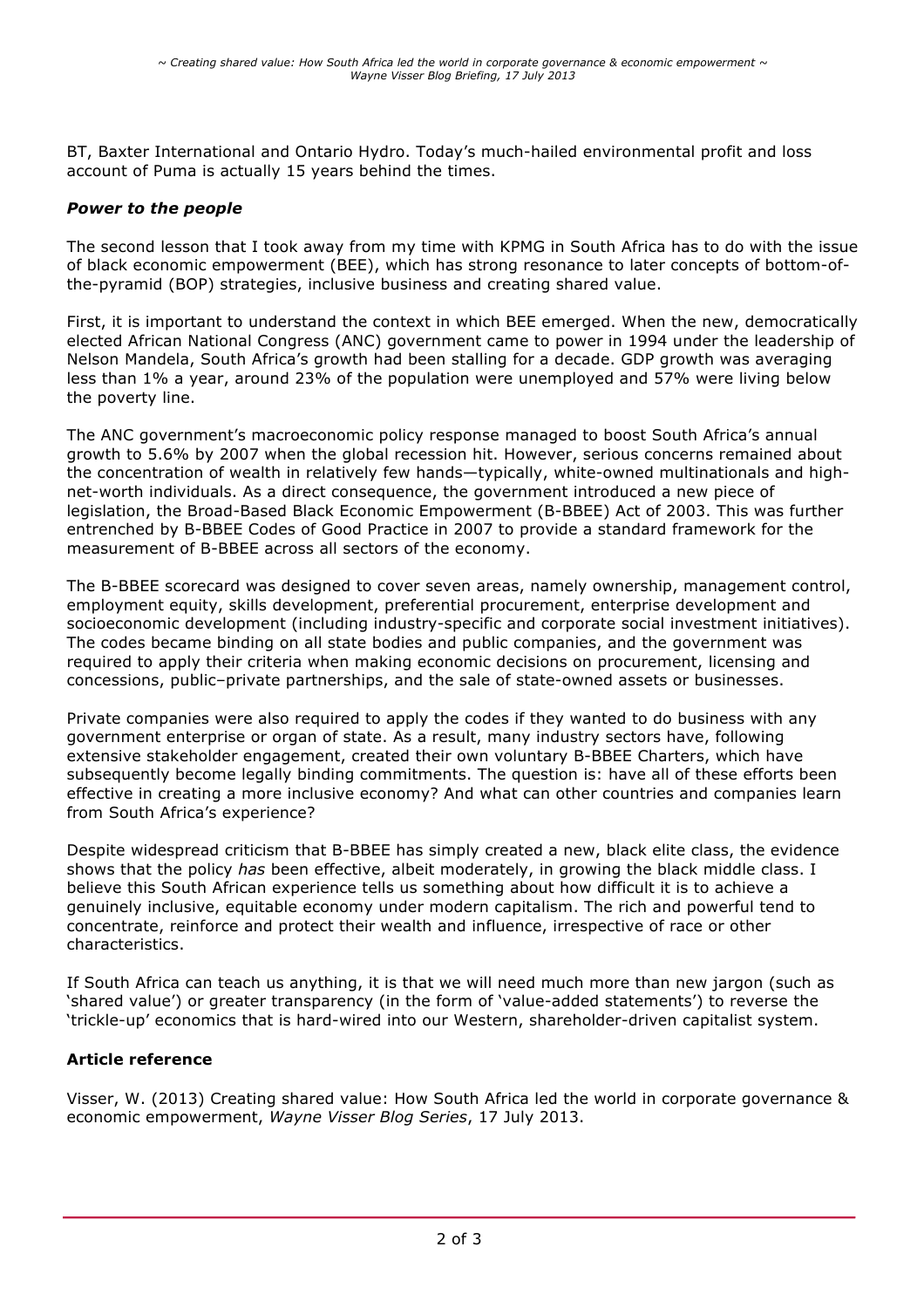BT, Baxter International and Ontario Hydro. Today's much-hailed environmental profit and loss account of Puma is actually 15 years behind the times.

### *Power to the people*

The second lesson that I took away from my time with KPMG in South Africa has to do with the issue of black economic empowerment (BEE), which has strong resonance to later concepts of bottom-of-the-pyramid (BOP) strategies, inclusive business and creating shared value.

First, it is important to understand the context in which BEE emerged. When the new, democratically elected African National Congress (ANC) government came to power in 1994 under the leadership of Nelson Mandela, South Africa's growth had been stalling for a decade. GDP growth was averaging less than 1% a year, around 23% of the population were unemployed and 57% were living below the poverty line.

The ANC government's macroeconomic policy response managed to boost South Africa's annual growth to 5.6% by 2007 when the global recession hit. However, serious concerns remained about the concentration of wealth in relatively few hands—typically, white-owned multinationals and high-net-worth individuals. As a direct consequence, the government introduced a new piece of legislation, the Broad-Based Black Economic Empowerment (B-BBEE) Act of 2003. This was further entrenched by B-BBEE Codes of Good Practice in 2007 to provide a standard framework for the measurement of B-BBEE across all sectors of the economy.

The B-BBEE scorecard was designed to cover seven areas, namely ownership, management control, employment equity, skills development, preferential procurement, enterprise development and socioeconomic development (including industry-specific and corporate social investment initiatives). The codes became binding on all state bodies and public companies, and the government was required to apply their criteria when making economic decisions on procurement, licensing and concessions, public–private partnerships, and the sale of state-owned assets or businesses.

Private companies were also required to apply the codes if they wanted to do business with any government enterprise or organ of state. As a result, many industry sectors have, following extensive stakeholder engagement, created their own voluntary B-BBEE Charters, which have subsequently become legally binding commitments. The question is: have all of these efforts been effective in creating a more inclusive economy? And what can other countries and companies learn from South Africa's experience?

Despite widespread criticism that B-BBEE has simply created a new, black elite class, the evidence shows that the policy *has* been effective, albeit moderately, in growing the black middle class. I believe this South African experience tells us something about how difficult it is to achieve a genuinely inclusive, equitable economy under modern capitalism. The rich and powerful tend to concentrate, reinforce and protect their wealth and influence, irrespective of race or other characteristics.

If South Africa can teach us anything, it is that we will need much more than new jargon (such as 'shared value') or greater transparency (in the form of 'value-added statements') to reverse the 'trickle-up' economics that is hard-wired into our Western, shareholder-driven capitalist system.

### **Article reference**

Visser, W. (2013) Creating shared value: How South Africa led the world in corporate governance & economic empowerment, *Wayne Visser Blog Series*, 17 July 2013.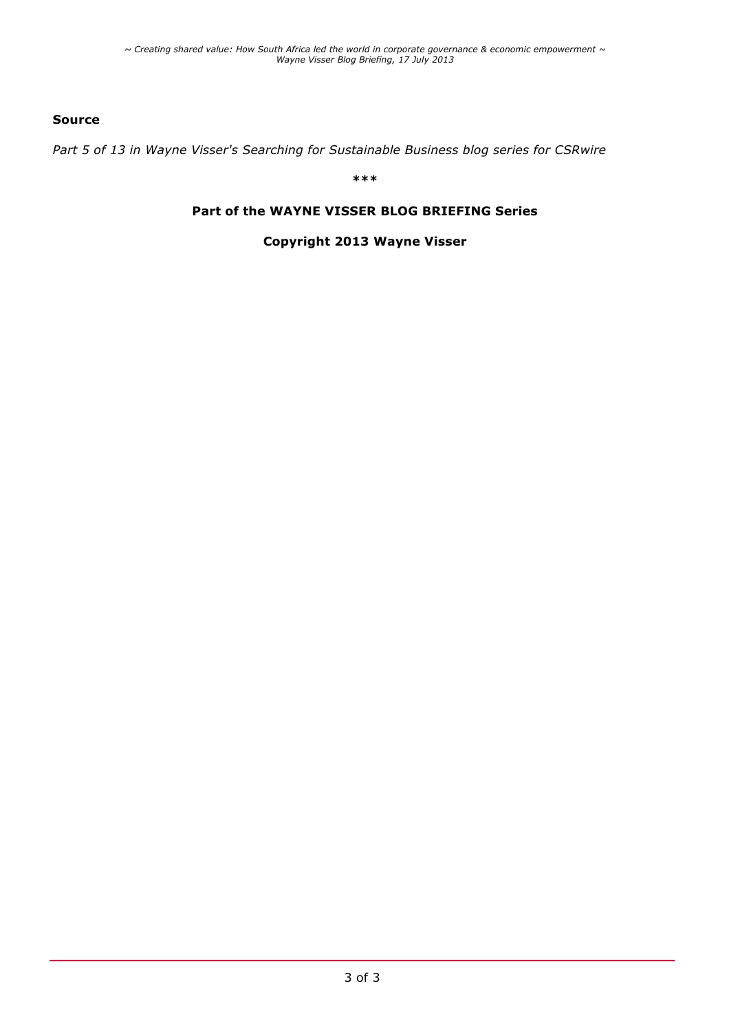**Source**

*Part 5 of 13 in Wayne Visser's Searching for Sustainable Business blog series for CSRwire*

***

**Part of the WAYNE VISSER BLOG BRIEFING Series**

**Copyright 2013 Wayne Visser**